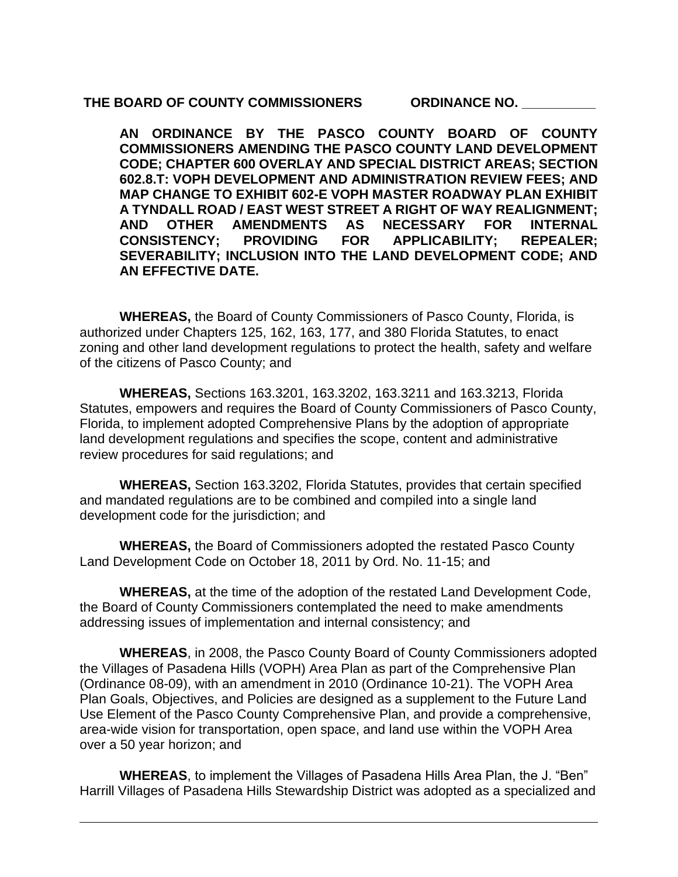**THE BOARD OF COUNTY COMMISSIONERS ORDINANCE NO. __________**

**AN ORDINANCE BY THE PASCO COUNTY BOARD OF COUNTY COMMISSIONERS AMENDING THE PASCO COUNTY LAND DEVELOPMENT CODE; CHAPTER 600 OVERLAY AND SPECIAL DISTRICT AREAS; SECTION 602.8.T: VOPH DEVELOPMENT AND ADMINISTRATION REVIEW FEES; AND MAP CHANGE TO EXHIBIT 602-E VOPH MASTER ROADWAY PLAN EXHIBIT A TYNDALL ROAD / EAST WEST STREET A RIGHT OF WAY REALIGNMENT; AND OTHER AMENDMENTS AS NECESSARY FOR INTERNAL CONSISTENCY; PROVIDING FOR APPLICABILITY; REPEALER; SEVERABILITY; INCLUSION INTO THE LAND DEVELOPMENT CODE; AND AN EFFECTIVE DATE.**

**WHEREAS,** the Board of County Commissioners of Pasco County, Florida, is authorized under Chapters 125, 162, 163, 177, and 380 Florida Statutes, to enact zoning and other land development regulations to protect the health, safety and welfare of the citizens of Pasco County; and

**WHEREAS,** Sections 163.3201, 163.3202, 163.3211 and 163.3213, Florida Statutes, empowers and requires the Board of County Commissioners of Pasco County, Florida, to implement adopted Comprehensive Plans by the adoption of appropriate land development regulations and specifies the scope, content and administrative review procedures for said regulations; and

**WHEREAS,** Section 163.3202, Florida Statutes, provides that certain specified and mandated regulations are to be combined and compiled into a single land development code for the jurisdiction; and

**WHEREAS,** the Board of Commissioners adopted the restated Pasco County Land Development Code on October 18, 2011 by Ord. No. 11-15; and

**WHEREAS,** at the time of the adoption of the restated Land Development Code, the Board of County Commissioners contemplated the need to make amendments addressing issues of implementation and internal consistency; and

**WHEREAS**, in 2008, the Pasco County Board of County Commissioners adopted the Villages of Pasadena Hills (VOPH) Area Plan as part of the Comprehensive Plan (Ordinance 08-09), with an amendment in 2010 (Ordinance 10-21). The VOPH Area Plan Goals, Objectives, and Policies are designed as a supplement to the Future Land Use Element of the Pasco County Comprehensive Plan, and provide a comprehensive, area-wide vision for transportation, open space, and land use within the VOPH Area over a 50 year horizon; and

**WHEREAS**, to implement the Villages of Pasadena Hills Area Plan, the J. "Ben" Harrill Villages of Pasadena Hills Stewardship District was adopted as a specialized and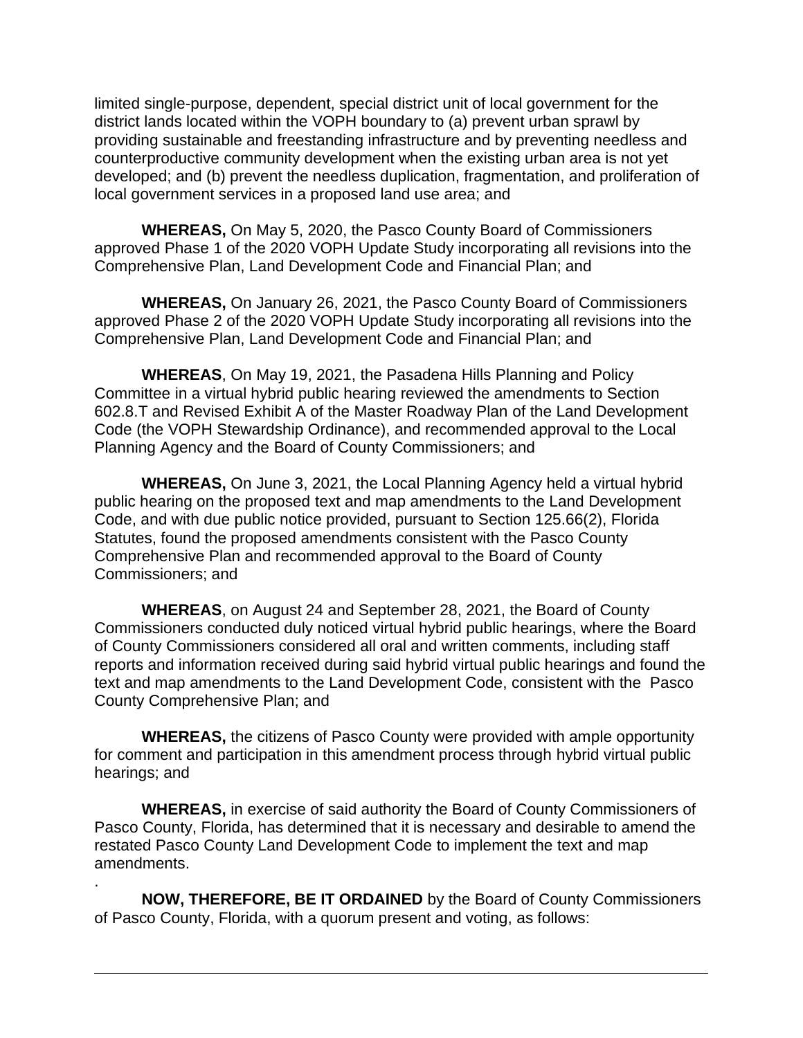limited single-purpose, dependent, special district unit of local government for the district lands located within the VOPH boundary to (a) prevent urban sprawl by providing sustainable and freestanding infrastructure and by preventing needless and counterproductive community development when the existing urban area is not yet developed; and (b) prevent the needless duplication, fragmentation, and proliferation of local government services in a proposed land use area; and

**WHEREAS,** On May 5, 2020, the Pasco County Board of Commissioners approved Phase 1 of the 2020 VOPH Update Study incorporating all revisions into the Comprehensive Plan, Land Development Code and Financial Plan; and

**WHEREAS,** On January 26, 2021, the Pasco County Board of Commissioners approved Phase 2 of the 2020 VOPH Update Study incorporating all revisions into the Comprehensive Plan, Land Development Code and Financial Plan; and

**WHEREAS**, On May 19, 2021, the Pasadena Hills Planning and Policy Committee in a virtual hybrid public hearing reviewed the amendments to Section 602.8.T and Revised Exhibit A of the Master Roadway Plan of the Land Development Code (the VOPH Stewardship Ordinance), and recommended approval to the Local Planning Agency and the Board of County Commissioners; and

**WHEREAS,** On June 3, 2021, the Local Planning Agency held a virtual hybrid public hearing on the proposed text and map amendments to the Land Development Code, and with due public notice provided, pursuant to Section 125.66(2), Florida Statutes, found the proposed amendments consistent with the Pasco County Comprehensive Plan and recommended approval to the Board of County Commissioners; and

**WHEREAS**, on August 24 and September 28, 2021, the Board of County Commissioners conducted duly noticed virtual hybrid public hearings, where the Board of County Commissioners considered all oral and written comments, including staff reports and information received during said hybrid virtual public hearings and found the text and map amendments to the Land Development Code, consistent with the Pasco County Comprehensive Plan; and

**WHEREAS,** the citizens of Pasco County were provided with ample opportunity for comment and participation in this amendment process through hybrid virtual public hearings; and

**WHEREAS,** in exercise of said authority the Board of County Commissioners of Pasco County, Florida, has determined that it is necessary and desirable to amend the restated Pasco County Land Development Code to implement the text and map amendments.

.

**NOW, THEREFORE, BE IT ORDAINED** by the Board of County Commissioners of Pasco County, Florida, with a quorum present and voting, as follows: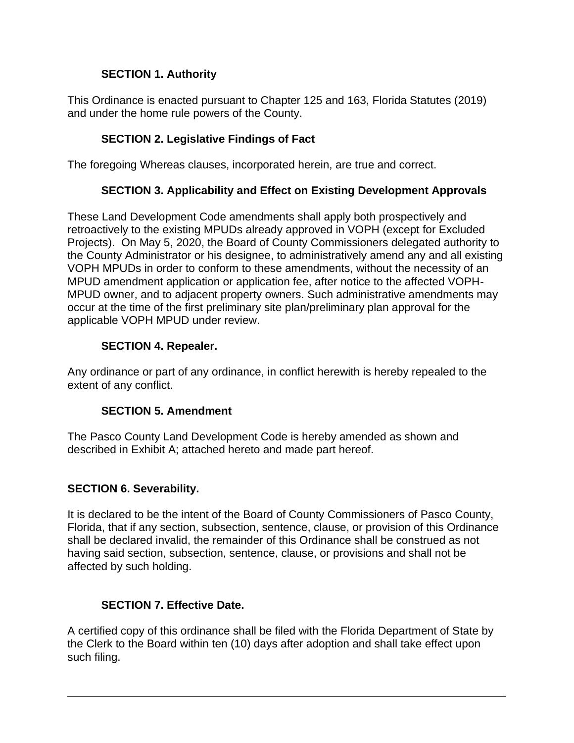**SECTION 1. Authority**

This Ordinance is enacted pursuant to Chapter 125 and 163, Florida Statutes (2019) and under the home rule powers of the County.

**SECTION 2. Legislative Findings of Fact**

The foregoing Whereas clauses, incorporated herein, are true and correct.

**SECTION 3. Applicability and Effect on Existing Development Approvals**

These Land Development Code amendments shall apply both prospectively and retroactively to the existing MPUDs already approved in VOPH (except for Excluded Projects). On May 5, 2020, the Board of County Commissioners delegated authority to the County Administrator or his designee, to administratively amend any and all existing VOPH MPUDs in order to conform to these amendments, without the necessity of an MPUD amendment application or application fee, after notice to the affected VOPH-MPUD owner, and to adjacent property owners. Such administrative amendments may occur at the time of the first preliminary site plan/preliminary plan approval for the applicable VOPH MPUD under review.

**SECTION 4. Repealer.**

Any ordinance or part of any ordinance, in conflict herewith is hereby repealed to the extent of any conflict.

**SECTION 5. Amendment**

The Pasco County Land Development Code is hereby amended as shown and described in Exhibit A; attached hereto and made part hereof.

**SECTION 6. Severability.**

It is declared to be the intent of the Board of County Commissioners of Pasco County, Florida, that if any section, subsection, sentence, clause, or provision of this Ordinance shall be declared invalid, the remainder of this Ordinance shall be construed as not having said section, subsection, sentence, clause, or provisions and shall not be affected by such holding.

**SECTION 7. Effective Date.**

A certified copy of this ordinance shall be filed with the Florida Department of State by the Clerk to the Board within ten (10) days after adoption and shall take effect upon such filing.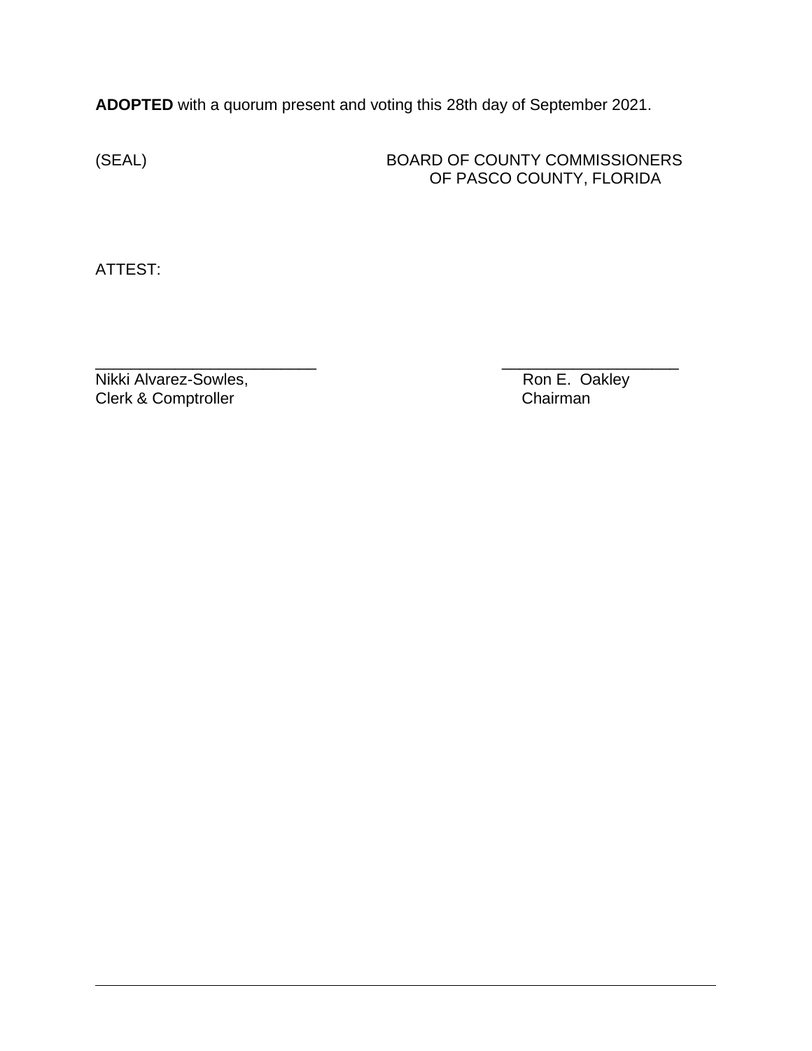**ADOPTED** with a quorum present and voting this 28th day of September 2021.

(SEAL)

BOARD OF COUNTY COMMISSIONERS
OF PASCO COUNTY, FLORIDA

ATTEST:

| ___________________________ | ______________________ |
|---|---|
| Nikki Alvarez-Sowles, | Ron E. Oakley |
| Clerk & Comptroller | Chairman |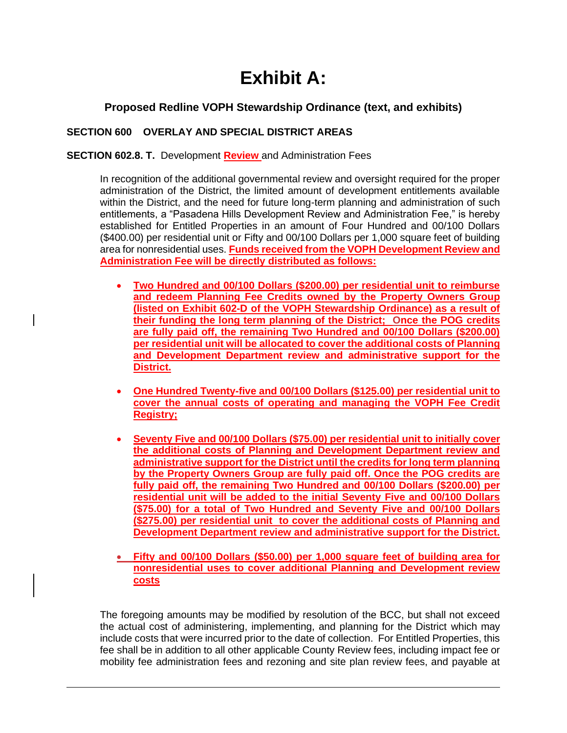# Exhibit A:

### Proposed Redline VOPH Stewardship Ordinance (text, and exhibits)

**SECTION 600 OVERLAY AND SPECIAL DISTRICT AREAS**

**SECTION 602.8. T.** Development **Review** and Administration Fees

In recognition of the additional governmental review and oversight required for the proper administration of the District, the limited amount of development entitlements available within the District, and the need for future long-term planning and administration of such entitlements, a "Pasadena Hills Development Review and Administration Fee," is hereby established for Entitled Properties in an amount of Four Hundred and 00/100 Dollars ($400.00) per residential unit or Fifty and 00/100 Dollars per 1,000 square feet of building area for nonresidential uses. **Funds received from the VOPH Development Review and Administration Fee will be directly distributed as follows:**

- **Two Hundred and 00/100 Dollars ($200.00) per residential unit to reimburse and redeem Planning Fee Credits owned by the Property Owners Group (listed on Exhibit 602-D of the VOPH Stewardship Ordinance) as a result of their funding the long term planning of the District; Once the POG credits are fully paid off, the remaining Two Hundred and 00/100 Dollars ($200.00) per residential unit will be allocated to cover the additional costs of Planning and Development Department review and administrative support for the District.**

- **One Hundred Twenty-five and 00/100 Dollars ($125.00) per residential unit to cover the annual costs of operating and managing the VOPH Fee Credit Registry;**

- **Seventy Five and 00/100 Dollars ($75.00) per residential unit to initially cover the additional costs of Planning and Development Department review and administrative support for the District until the credits for long term planning by the Property Owners Group are fully paid off. Once the POG credits are fully paid off, the remaining Two Hundred and 00/100 Dollars ($200.00) per residential unit will be added to the initial Seventy Five and 00/100 Dollars ($75.00) for a total of Two Hundred and Seventy Five and 00/100 Dollars ($275.00) per residential unit to cover the additional costs of Planning and Development Department review and administrative support for the District.**

- **Fifty and 00/100 Dollars ($50.00) per 1,000 square feet of building area for nonresidential uses to cover additional Planning and Development review costs**

The foregoing amounts may be modified by resolution of the BCC, but shall not exceed the actual cost of administering, implementing, and planning for the District which may include costs that were incurred prior to the date of collection. For Entitled Properties, this fee shall be in addition to all other applicable County Review fees, including impact fee or mobility fee administration fees and rezoning and site plan review fees, and payable at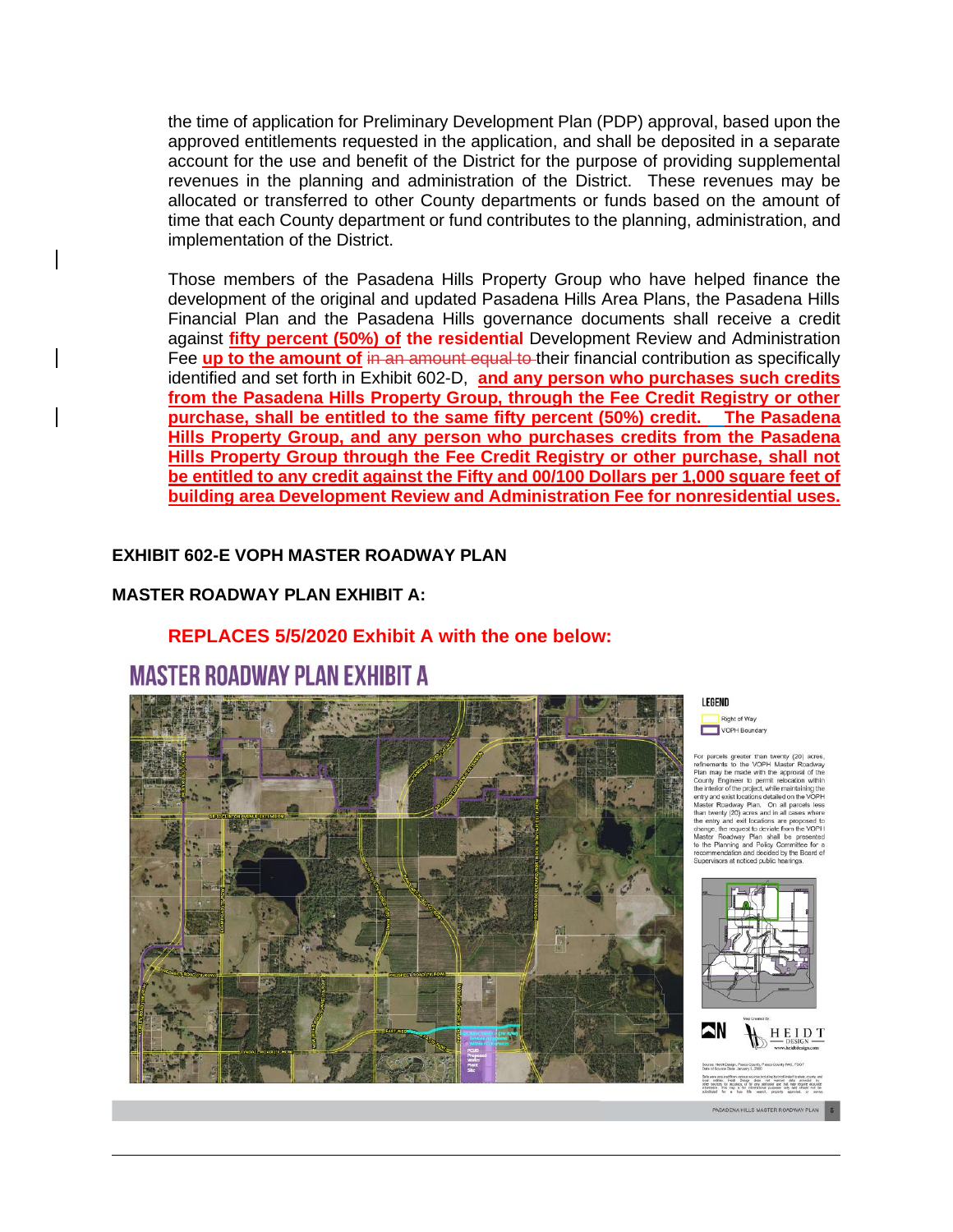the time of application for Preliminary Development Plan (PDP) approval, based upon the approved entitlements requested in the application, and shall be deposited in a separate account for the use and benefit of the District for the purpose of providing supplemental revenues in the planning and administration of the District. These revenues may be allocated or transferred to other County departments or funds based on the amount of time that each County department or fund contributes to the planning, administration, and implementation of the District.

Those members of the Pasadena Hills Property Group who have helped finance the development of the original and updated Pasadena Hills Area Plans, the Pasadena Hills Financial Plan and the Pasadena Hills governance documents shall receive a credit against **fifty percent (50%) of the residential** Development Review and Administration Fee **up to the amount of** ~~in an amount equal to~~ their financial contribution as specifically identified and set forth in Exhibit 602-D, **and any person who purchases such credits from the Pasadena Hills Property Group, through the Fee Credit Registry or other purchase, shall be entitled to the same fifty percent (50%) credit. The Pasadena Hills Property Group, and any person who purchases credits from the Pasadena Hills Property Group through the Fee Credit Registry or other purchase, shall not be entitled to any credit against the Fifty and 00/100 Dollars per 1,000 square feet of building area Development Review and Administration Fee for nonresidential uses.**

**EXHIBIT 602-E VOPH MASTER ROADWAY PLAN**

**MASTER ROADWAY PLAN EXHIBIT A:**

**REPLACES 5/5/2020 Exhibit A with the one below:**

# MASTER ROADWAY PLAN EXHIBIT A

LEGEND

Right of Way

VOPH Boundary

For parcels greater than twenty (20) acres, refinements to the VOPH Master Roadway Plan may be made with the approval of the County Engineer to permit relocation within the interior of the project, while maintaining the entry and exit locations detailed on the VOPH Master Roadway Plan. On all parcels less than twenty (20) acres and in all cases where the entry and exit locations are proposed to change, the request to deviate from the VOPH Master Roadway Plan shall be presented to the Planning and Policy Committee for a recommendation and decided by the Board of Supervisors at noticed public hearings.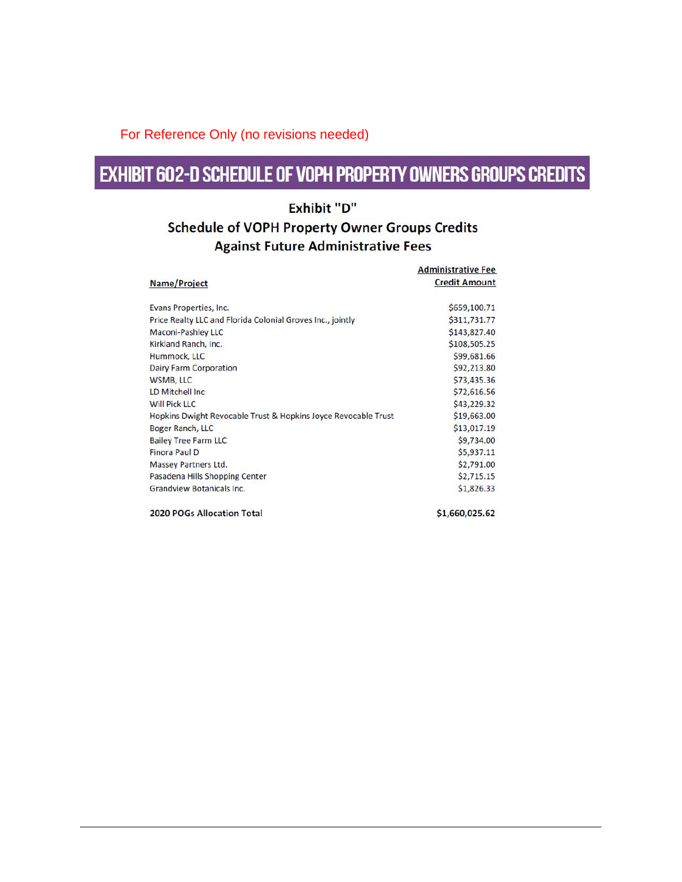For Reference Only (no revisions needed)

# EXHIBIT 602-D SCHEDULE OF VOPH PROPERTY OWNERS GROUPS CREDITS

## Exhibit "D"

## Schedule of VOPH Property Owner Groups Credits Against Future Administrative Fees

| Name/Project | Administrative Fee Credit Amount |
|---|---|
| Evans Properties, Inc. | $659,100.71 |
| Price Realty LLC and Florida Colonial Groves Inc., jointly | $311,731.77 |
| Maconi-Pashley LLC | $143,827.40 |
| Kirkland Ranch, Inc. | $108,505.25 |
| Hummock, LLC | $99,681.66 |
| Dairy Farm Corporation | $92,213.80 |
| WSMB, LLC | $73,435.36 |
| LD Mitchell Inc | $72,616.56 |
| Will Pick LLC | $43,229.32 |
| Hopkins Dwight Revocable Trust & Hopkins Joyce Revocable Trust | $19,663.00 |
| Boger Ranch, LLC | $13,017.19 |
| Bailey Tree Farm LLC | $9,734.00 |
| Finora Paul D | $5,937.11 |
| Massey Partners Ltd. | $2,791.00 |
| Pasadena Hills Shopping Center | $2,715.15 |
| Grandview Botanicals Inc. | $1,826.33 |
| **2020 POGs Allocation Total** | **$1,660,025.62** |